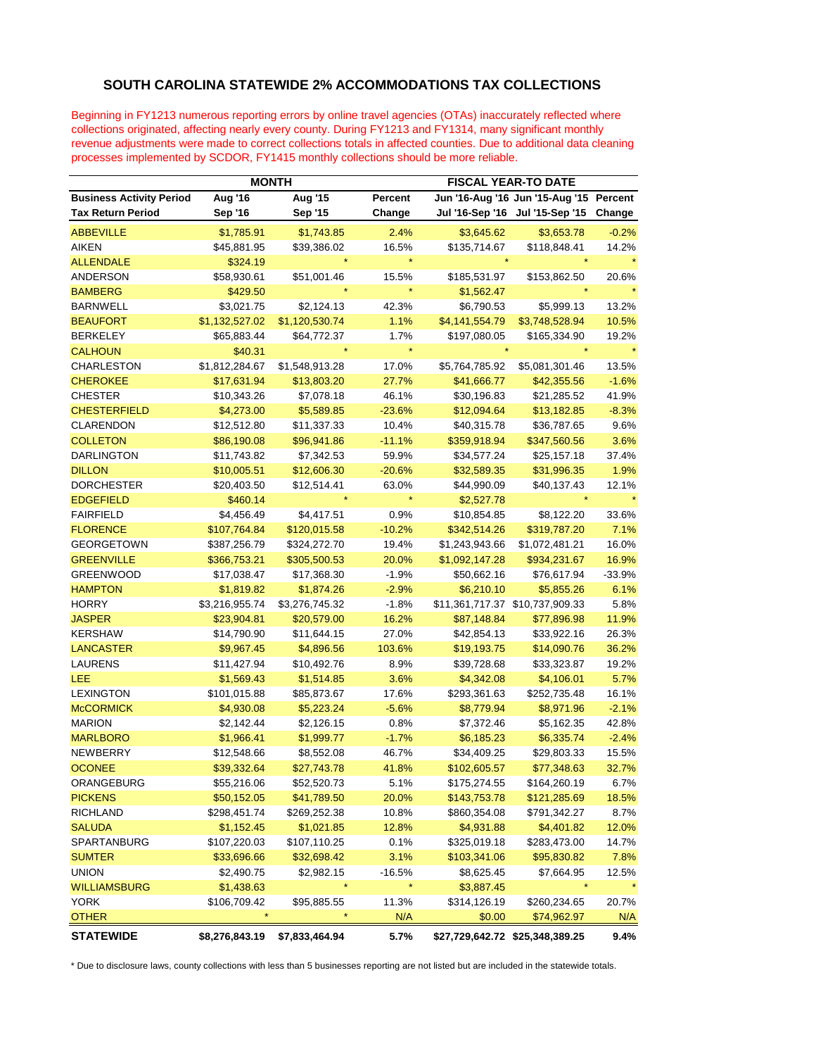## SOUTH CAROLINA STATEWIDE 2% ACCOMMODATIONS TAX COLLECTIONS

Beginning in FY1213 numerous reporting errors by online travel agencies (OTAs) inaccurately reflected where collections originated, affecting nearly every county. During FY1213 and FY1314, many significant monthly revenue adjustments were made to correct collections totals in affected counties. Due to additional data cleaning processes implemented by SCDOR, FY1415 monthly collections should be more reliable.

| | MONTH | | | FISCAL YEAR-TO DATE | | |
|---|---|---|---|---|---|---|
| **Business Activity Period** | **Aug '16** | **Aug '15** | **Percent** | **Jun '16-Aug '16** | **Jun '15-Aug '15** | **Percent** |
| **Tax Return Period** | **Sep '16** | **Sep '15** | **Change** | **Jul '16-Sep '16** | **Jul '15-Sep '15** | **Change** |
| ABBEVILLE | $1,785.91 | $1,743.85 | 2.4% | $3,645.62 | $3,653.78 | -0.2% |
| AIKEN | $45,881.95 | $39,386.02 | 16.5% | $135,714.67 | $118,848.41 | 14.2% |
| ALLENDALE | $324.19 | * | * | * | * | * |
| ANDERSON | $58,930.61 | $51,001.46 | 15.5% | $185,531.97 | $153,862.50 | 20.6% |
| BAMBERG | $429.50 | * | * | $1,562.47 | * | * |
| BARNWELL | $3,021.75 | $2,124.13 | 42.3% | $6,790.53 | $5,999.13 | 13.2% |
| BEAUFORT | $1,132,527.02 | $1,120,530.74 | 1.1% | $4,141,554.79 | $3,748,528.94 | 10.5% |
| BERKELEY | $65,883.44 | $64,772.37 | 1.7% | $197,080.05 | $165,334.90 | 19.2% |
| CALHOUN | $40.31 | * | * | * | * | * |
| CHARLESTON | $1,812,284.67 | $1,548,913.28 | 17.0% | $5,764,785.92 | $5,081,301.46 | 13.5% |
| CHEROKEE | $17,631.94 | $13,803.20 | 27.7% | $41,666.77 | $42,355.56 | -1.6% |
| CHESTER | $10,343.26 | $7,078.18 | 46.1% | $30,196.83 | $21,285.52 | 41.9% |
| CHESTERFIELD | $4,273.00 | $5,589.85 | -23.6% | $12,094.64 | $13,182.85 | -8.3% |
| CLARENDON | $12,512.80 | $11,337.33 | 10.4% | $40,315.78 | $36,787.65 | 9.6% |
| COLLETON | $86,190.08 | $96,941.86 | -11.1% | $359,918.94 | $347,560.56 | 3.6% |
| DARLINGTON | $11,743.82 | $7,342.53 | 59.9% | $34,577.24 | $25,157.18 | 37.4% |
| DILLON | $10,005.51 | $12,606.30 | -20.6% | $32,589.35 | $31,996.35 | 1.9% |
| DORCHESTER | $20,403.50 | $12,514.41 | 63.0% | $44,990.09 | $40,137.43 | 12.1% |
| EDGEFIELD | $460.14 | * | * | $2,527.78 | * | * |
| FAIRFIELD | $4,456.49 | $4,417.51 | 0.9% | $10,854.85 | $8,122.20 | 33.6% |
| FLORENCE | $107,764.84 | $120,015.58 | -10.2% | $342,514.26 | $319,787.20 | 7.1% |
| GEORGETOWN | $387,256.79 | $324,272.70 | 19.4% | $1,243,943.66 | $1,072,481.21 | 16.0% |
| GREENVILLE | $366,753.21 | $305,500.53 | 20.0% | $1,092,147.28 | $934,231.67 | 16.9% |
| GREENWOOD | $17,038.47 | $17,368.30 | -1.9% | $50,662.16 | $76,617.94 | -33.9% |
| HAMPTON | $1,819.82 | $1,874.26 | -2.9% | $6,210.10 | $5,855.26 | 6.1% |
| HORRY | $3,216,955.74 | $3,276,745.32 | -1.8% | $11,361,717.37 | $10,737,909.33 | 5.8% |
| JASPER | $23,904.81 | $20,579.00 | 16.2% | $87,148.84 | $77,896.98 | 11.9% |
| KERSHAW | $14,790.90 | $11,644.15 | 27.0% | $42,854.13 | $33,922.16 | 26.3% |
| LANCASTER | $9,967.45 | $4,896.56 | 103.6% | $19,193.75 | $14,090.76 | 36.2% |
| LAURENS | $11,427.94 | $10,492.76 | 8.9% | $39,728.68 | $33,323.87 | 19.2% |
| LEE | $1,569.43 | $1,514.85 | 3.6% | $4,342.08 | $4,106.01 | 5.7% |
| LEXINGTON | $101,015.88 | $85,873.67 | 17.6% | $293,361.63 | $252,735.48 | 16.1% |
| McCORMICK | $4,930.08 | $5,223.24 | -5.6% | $8,779.94 | $8,971.96 | -2.1% |
| MARION | $2,142.44 | $2,126.15 | 0.8% | $7,372.46 | $5,162.35 | 42.8% |
| MARLBORO | $1,966.41 | $1,999.77 | -1.7% | $6,185.23 | $6,335.74 | -2.4% |
| NEWBERRY | $12,548.66 | $8,552.08 | 46.7% | $34,409.25 | $29,803.33 | 15.5% |
| OCONEE | $39,332.64 | $27,743.78 | 41.8% | $102,605.57 | $77,348.63 | 32.7% |
| ORANGEBURG | $55,216.06 | $52,520.73 | 5.1% | $175,274.55 | $164,260.19 | 6.7% |
| PICKENS | $50,152.05 | $41,789.50 | 20.0% | $143,753.78 | $121,285.69 | 18.5% |
| RICHLAND | $298,451.74 | $269,252.38 | 10.8% | $860,354.08 | $791,342.27 | 8.7% |
| SALUDA | $1,152.45 | $1,021.85 | 12.8% | $4,931.88 | $4,401.82 | 12.0% |
| SPARTANBURG | $107,220.03 | $107,110.25 | 0.1% | $325,019.18 | $283,473.00 | 14.7% |
| SUMTER | $33,696.66 | $32,698.42 | 3.1% | $103,341.06 | $95,830.82 | 7.8% |
| UNION | $2,490.75 | $2,982.15 | -16.5% | $8,625.45 | $7,664.95 | 12.5% |
| WILLIAMSBURG | $1,438.63 | * | * | $3,887.45 | * | * |
| YORK | $106,709.42 | $95,885.55 | 11.3% | $314,126.19 | $260,234.65 | 20.7% |
| OTHER | * | * | N/A | $0.00 | $74,962.97 | N/A |
| **STATEWIDE** | **$8,276,843.19** | **$7,833,464.94** | **5.7%** | **$27,729,642.72** | **$25,348,389.25** | **9.4%** |

* Due to disclosure laws, county collections with less than 5 businesses reporting are not listed but are included in the statewide totals.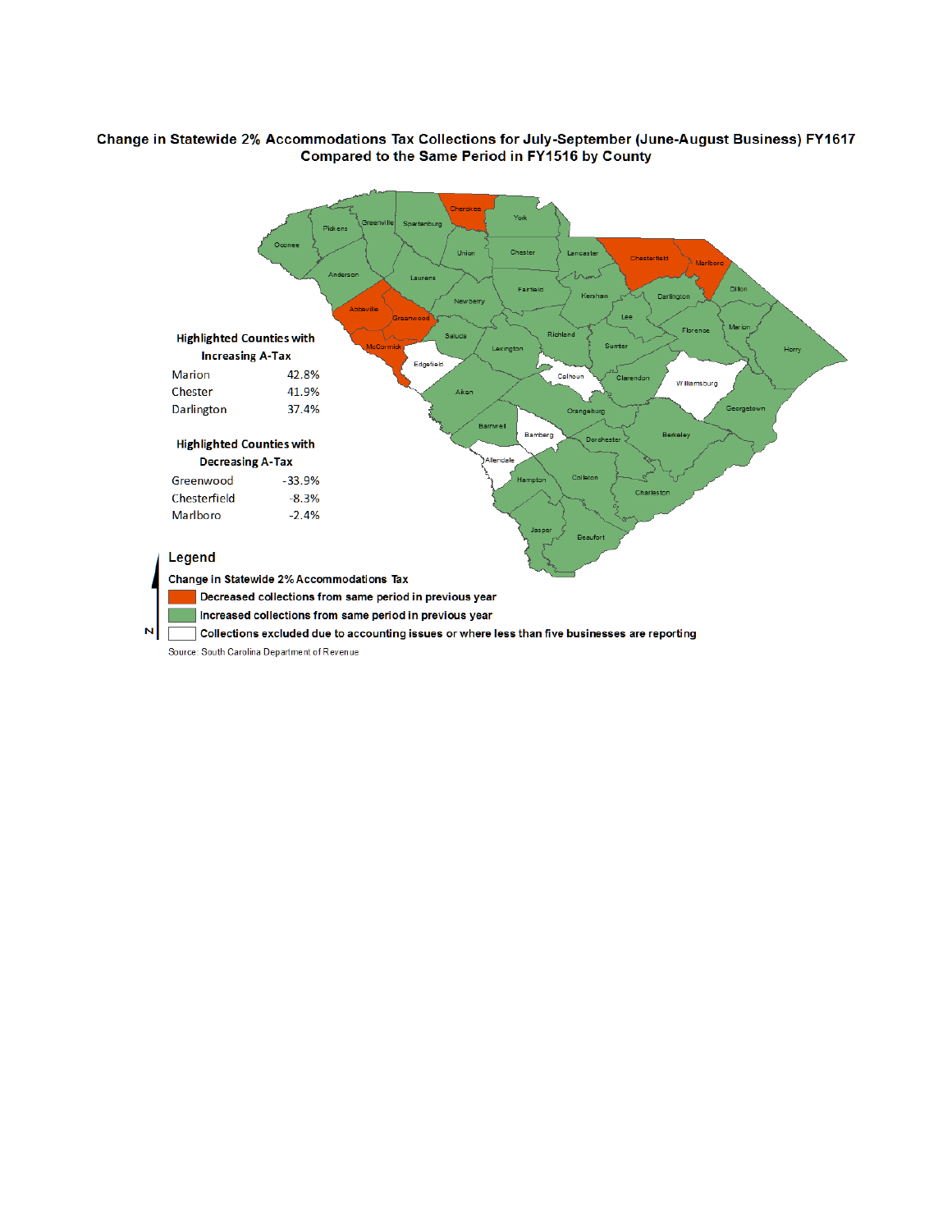## Change in Statewide 2% Accommodations Tax Collections for July-September (June-August Business) FY1617 Compared to the Same Period in FY1516 by County

**Highlighted Counties with Increasing A-Tax**

| | |
|---|---|
| Marion | 42.8% |
| Chester | 41.9% |
| Darlington | 37.4% |

**Highlighted Counties with Decreasing A-Tax**

| | |
|---|---|
| Greenwood | -33.9% |
| Chesterfield | -8.3% |
| Marlboro | -2.4% |

Oconee
Pickens
Greenville
Spartanburg
Cherokee
York
Union
Chester
Lancaster
Chesterfield
Marlboro
Dillon
Anderson
Laurens
Fairfield
Kershaw
Darlington
Abbeville
Greenwood
Newberry
Lee
Marion
Florence
McCormick
Saluda
Lexington
Richland
Sumter
Horry
Edgefield
Calhoun
Clarendon
Williamsburg
Aiken
Orangeburg
Georgetown
Barnwell
Bamberg
Dorchester
Berkeley
Allendale
Hampton
Colleton
Charleston
Jasper
Beaufort

N

**Legend**

Change in Statewide 2% Accommodations Tax

Decreased collections from same period in previous year

Increased collections from same period in previous year

Collections excluded due to accounting issues or where less than five businesses are reporting

Source: South Carolina Department of Revenue